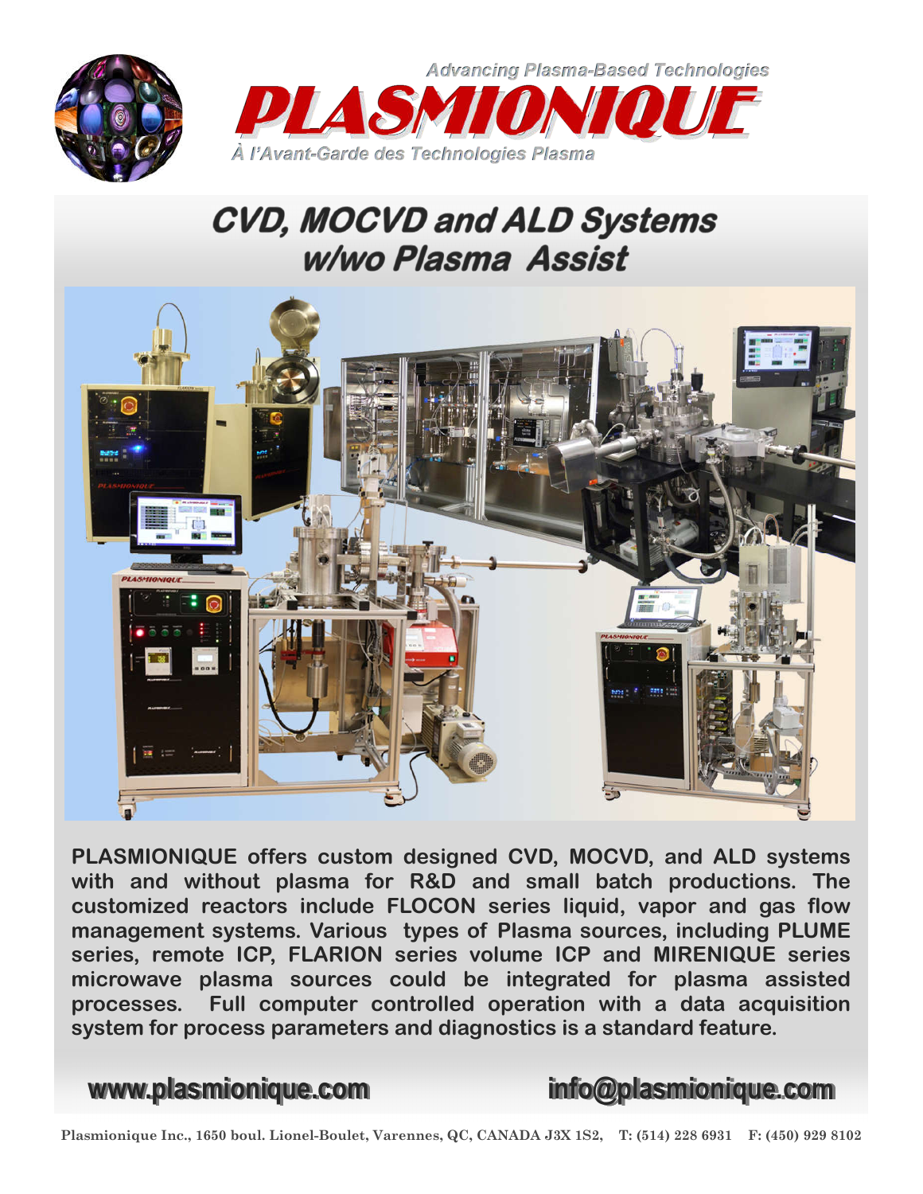Advancing Plasma-Based Technologies

# PLASMIONIQUE

*À l'Avant-Garde des Technologies Plasma*

## CVD, MOCVD and ALD Systems w/wo Plasma Assist

**PLASMIONIQUE offers custom designed CVD, MOCVD, and ALD systems with and without plasma for R&D and small batch productions. The customized reactors include FLOCON series liquid, vapor and gas flow management systems. Various types of Plasma sources, including PLUME series, remote ICP, FLARION series volume ICP and MIRENIQUE series microwave plasma sources could be integrated for plasma assisted processes. Full computer controlled operation with a data acquisition system for process parameters and diagnostics is a standard feature.**

**www.plasmionique.com** **info@plasmionique.com**

**Plasmionique Inc., 1650 boul. Lionel-Boulet, Varennes, QC, CANADA J3X 1S2, T: (514) 228 6931 F: (450) 929 8102**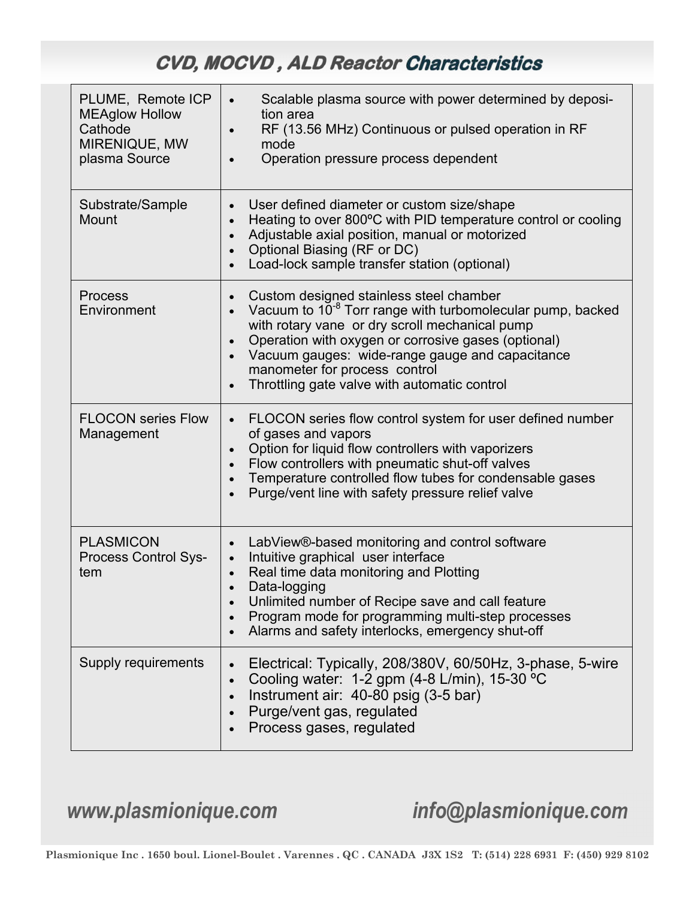# CVD, MOCVD , ALD Reactor Characteristics

| | |
|---|---|
| PLUME, Remote ICP MEAglow Hollow Cathode MIRENIQUE, MW plasma Source | • Scalable plasma source with power determined by deposition area<br>• RF (13.56 MHz) Continuous or pulsed operation in RF mode<br>• Operation pressure process dependent |
| Substrate/Sample Mount | • User defined diameter or custom size/shape<br>• Heating to over 800ºC with PID temperature control or cooling<br>• Adjustable axial position, manual or motorized<br>• Optional Biasing (RF or DC)<br>• Load-lock sample transfer station (optional) |
| Process Environment | • Custom designed stainless steel chamber<br>• Vacuum to $10^{-8}$ Torr range with turbomolecular pump, backed with rotary vane or dry scroll mechanical pump<br>• Operation with oxygen or corrosive gases (optional)<br>• Vacuum gauges: wide-range gauge and capacitance manometer for process control<br>• Throttling gate valve with automatic control |
| FLOCON series Flow Management | • FLOCON series flow control system for user defined number of gases and vapors<br>• Option for liquid flow controllers with vaporizers<br>• Flow controllers with pneumatic shut-off valves<br>• Temperature controlled flow tubes for condensable gases<br>• Purge/vent line with safety pressure relief valve |
| PLASMICON Process Control System | • LabView®-based monitoring and control software<br>• Intuitive graphical user interface<br>• Real time data monitoring and Plotting<br>• Data-logging<br>• Unlimited number of Recipe save and call feature<br>• Program mode for programming multi-step processes<br>• Alarms and safety interlocks, emergency shut-off |
| Supply requirements | • Electrical: Typically, 208/380V, 60/50Hz, 3-phase, 5-wire<br>• Cooling water: 1-2 gpm (4-8 L/min), 15-30 ºC<br>• Instrument air: 40-80 psig (3-5 bar)<br>• Purge/vent gas, regulated<br>• Process gases, regulated |

***www.plasmionique.com*** ***info@plasmionique.com***

**Plasmionique Inc . 1650 boul. Lionel-Boulet . Varennes . QC . CANADA J3X 1S2 T: (514) 228 6931 F: (450) 929 8102**